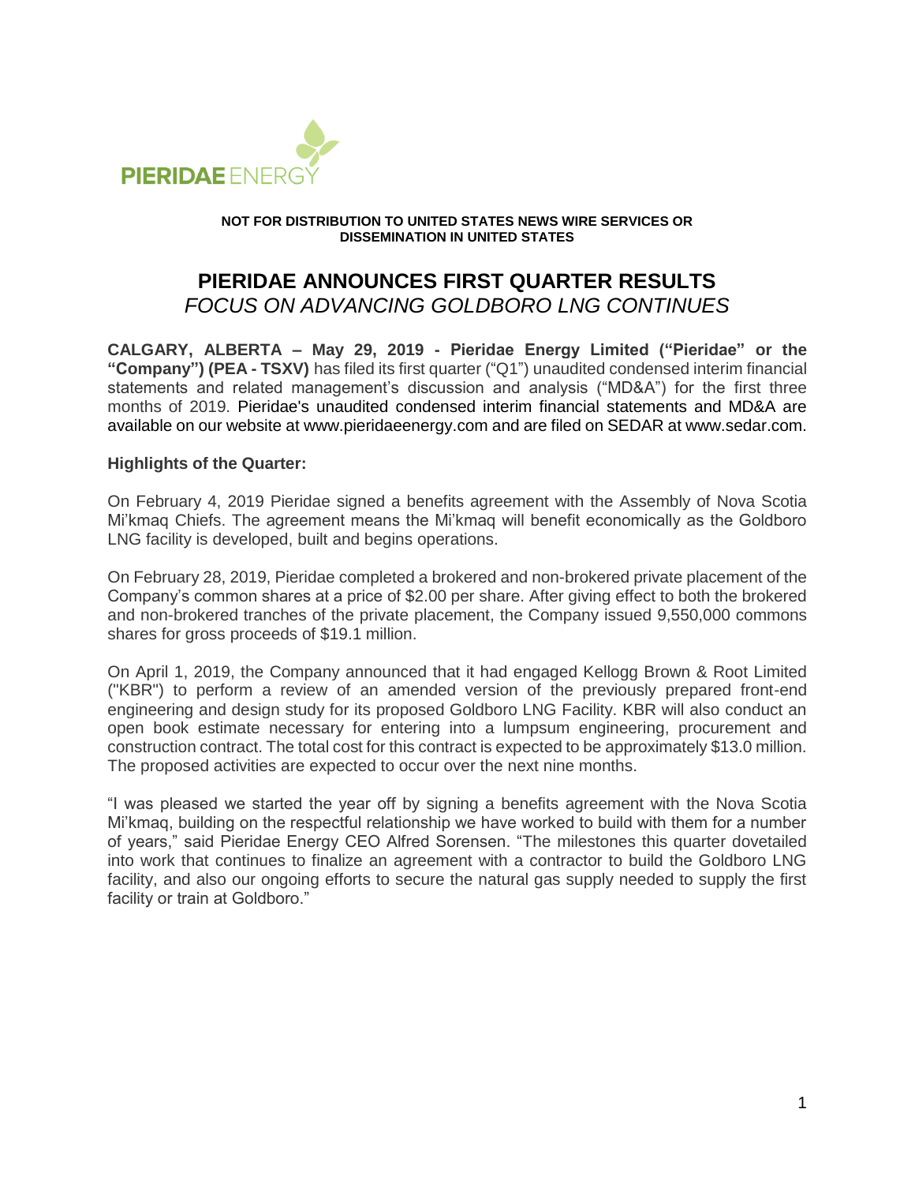PIERIDAE ENERGY

**NOT FOR DISTRIBUTION TO UNITED STATES NEWS WIRE SERVICES OR DISSEMINATION IN UNITED STATES**

# PIERIDAE ANNOUNCES FIRST QUARTER RESULTS

*FOCUS ON ADVANCING GOLDBORO LNG CONTINUES*

**CALGARY, ALBERTA – May 29, 2019 - Pieridae Energy Limited ("Pieridae" or the "Company") (PEA - TSXV)** has filed its first quarter ("Q1") unaudited condensed interim financial statements and related management's discussion and analysis ("MD&A") for the first three months of 2019. Pieridae's unaudited condensed interim financial statements and MD&A are available on our website at www.pieridaeenergy.com and are filed on SEDAR at www.sedar.com.

**Highlights of the Quarter:**

On February 4, 2019 Pieridae signed a benefits agreement with the Assembly of Nova Scotia Mi'kmaq Chiefs. The agreement means the Mi'kmaq will benefit economically as the Goldboro LNG facility is developed, built and begins operations.

On February 28, 2019, Pieridae completed a brokered and non-brokered private placement of the Company's common shares at a price of $2.00 per share. After giving effect to both the brokered and non-brokered tranches of the private placement, the Company issued 9,550,000 commons shares for gross proceeds of $19.1 million.

On April 1, 2019, the Company announced that it had engaged Kellogg Brown & Root Limited ("KBR") to perform a review of an amended version of the previously prepared front-end engineering and design study for its proposed Goldboro LNG Facility. KBR will also conduct an open book estimate necessary for entering into a lumpsum engineering, procurement and construction contract. The total cost for this contract is expected to be approximately $13.0 million. The proposed activities are expected to occur over the next nine months.

"I was pleased we started the year off by signing a benefits agreement with the Nova Scotia Mi'kmaq, building on the respectful relationship we have worked to build with them for a number of years," said Pieridae Energy CEO Alfred Sorensen. "The milestones this quarter dovetailed into work that continues to finalize an agreement with a contractor to build the Goldboro LNG facility, and also our ongoing efforts to secure the natural gas supply needed to supply the first facility or train at Goldboro."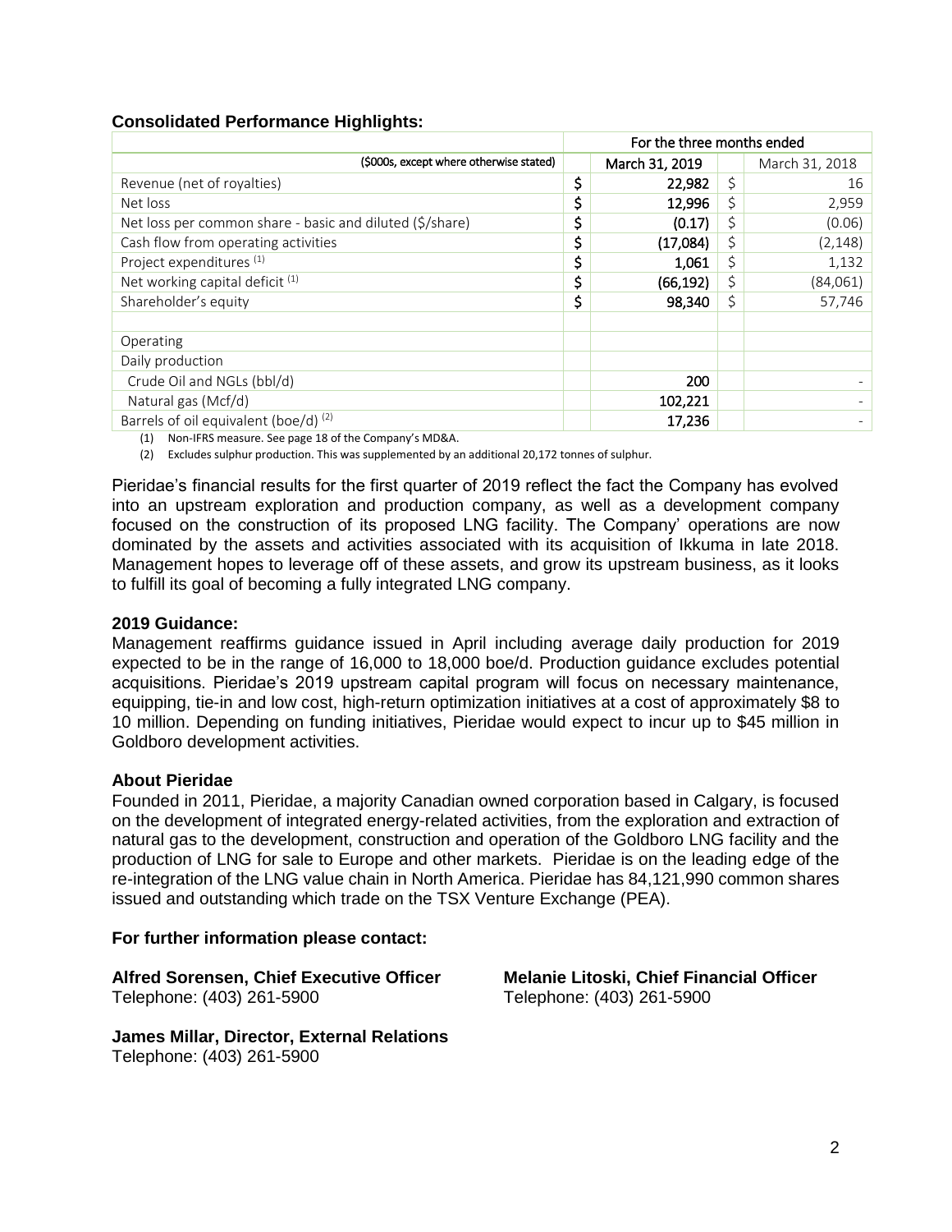**Consolidated Performance Highlights:**

| | | For the three months ended | | |
|---|---|---|---|---|
| ($000s, except where otherwise stated) | | March 31, 2019 | | March 31, 2018 |
| Revenue (net of royalties) | $ | 22,982 | $ | 16 |
| Net loss | $ | 12,996 | $ | 2,959 |
| Net loss per common share - basic and diluted ($/share) | $ | (0.17) | $ | (0.06) |
| Cash flow from operating activities | $ | (17,084) | $ | (2,148) |
| Project expenditures [(1)] | $ | 1,061 | $ | 1,132 |
| Net working capital deficit [(1)] | $ | (66,192) | $ | (84,061) |
| Shareholder's equity | $ | 98,340 | $ | 57,746 |
| | | | | |
| Operating | | | | |
| Daily production | | | | |
| Crude Oil and NGLs (bbl/d) | | 200 | | - |
| Natural gas (Mcf/d) | | 102,221 | | - |
| Barrels of oil equivalent (boe/d) [(2)] | | 17,236 | | - |

(1) Non-IFRS measure. See page 18 of the Company's MD&A.

(2) Excludes sulphur production. This was supplemented by an additional 20,172 tonnes of sulphur.

Pieridae's financial results for the first quarter of 2019 reflect the fact the Company has evolved into an upstream exploration and production company, as well as a development company focused on the construction of its proposed LNG facility. The Company' operations are now dominated by the assets and activities associated with its acquisition of Ikkuma in late 2018. Management hopes to leverage off of these assets, and grow its upstream business, as it looks to fulfill its goal of becoming a fully integrated LNG company.

**2019 Guidance:**

Management reaffirms guidance issued in April including average daily production for 2019 expected to be in the range of 16,000 to 18,000 boe/d. Production guidance excludes potential acquisitions. Pieridae's 2019 upstream capital program will focus on necessary maintenance, equipping, tie-in and low cost, high-return optimization initiatives at a cost of approximately $8 to 10 million. Depending on funding initiatives, Pieridae would expect to incur up to $45 million in Goldboro development activities.

**About Pieridae**

Founded in 2011, Pieridae, a majority Canadian owned corporation based in Calgary, is focused on the development of integrated energy-related activities, from the exploration and extraction of natural gas to the development, construction and operation of the Goldboro LNG facility and the production of LNG for sale to Europe and other markets. Pieridae is on the leading edge of the re-integration of the LNG value chain in North America. Pieridae has 84,121,990 common shares issued and outstanding which trade on the TSX Venture Exchange (PEA).

**For further information please contact:**

**Alfred Sorensen, Chief Executive Officer**
Telephone: (403) 261-5900

**Melanie Litoski, Chief Financial Officer**
Telephone: (403) 261-5900

**James Millar, Director, External Relations**
Telephone: (403) 261-5900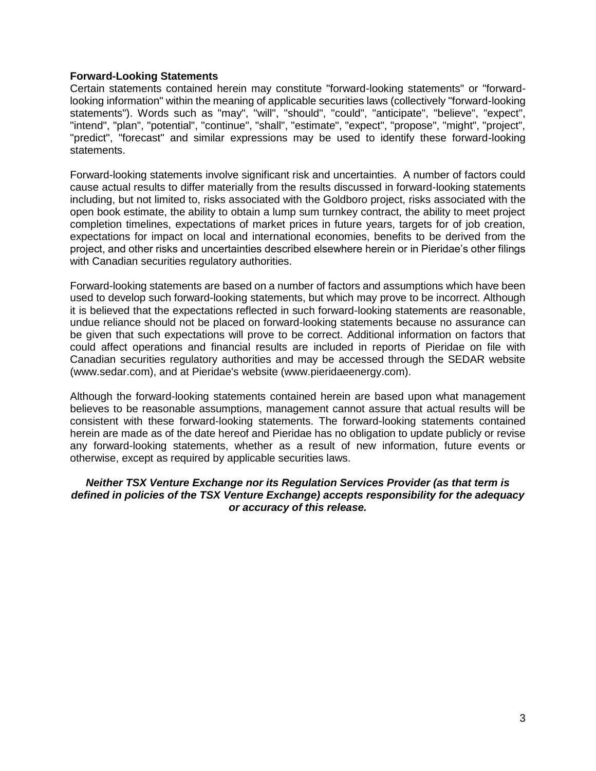**Forward-Looking Statements**

Certain statements contained herein may constitute "forward-looking statements" or "forward-looking information" within the meaning of applicable securities laws (collectively "forward-looking statements"). Words such as "may", "will", "should", "could", "anticipate", "believe", "expect", "intend", "plan", "potential", "continue", "shall", "estimate", "expect", "propose", "might", "project", "predict", "forecast" and similar expressions may be used to identify these forward-looking statements.

Forward-looking statements involve significant risk and uncertainties. A number of factors could cause actual results to differ materially from the results discussed in forward-looking statements including, but not limited to, risks associated with the Goldboro project, risks associated with the open book estimate, the ability to obtain a lump sum turnkey contract, the ability to meet project completion timelines, expectations of market prices in future years, targets for of job creation, expectations for impact on local and international economies, benefits to be derived from the project, and other risks and uncertainties described elsewhere herein or in Pieridae's other filings with Canadian securities regulatory authorities.

Forward-looking statements are based on a number of factors and assumptions which have been used to develop such forward-looking statements, but which may prove to be incorrect. Although it is believed that the expectations reflected in such forward-looking statements are reasonable, undue reliance should not be placed on forward-looking statements because no assurance can be given that such expectations will prove to be correct. Additional information on factors that could affect operations and financial results are included in reports of Pieridae on file with Canadian securities regulatory authorities and may be accessed through the SEDAR website (www.sedar.com), and at Pieridae's website (www.pieridaeenergy.com).

Although the forward-looking statements contained herein are based upon what management believes to be reasonable assumptions, management cannot assure that actual results will be consistent with these forward-looking statements. The forward-looking statements contained herein are made as of the date hereof and Pieridae has no obligation to update publicly or revise any forward-looking statements, whether as a result of new information, future events or otherwise, except as required by applicable securities laws.

***Neither TSX Venture Exchange nor its Regulation Services Provider (as that term is defined in policies of the TSX Venture Exchange) accepts responsibility for the adequacy or accuracy of this release.***